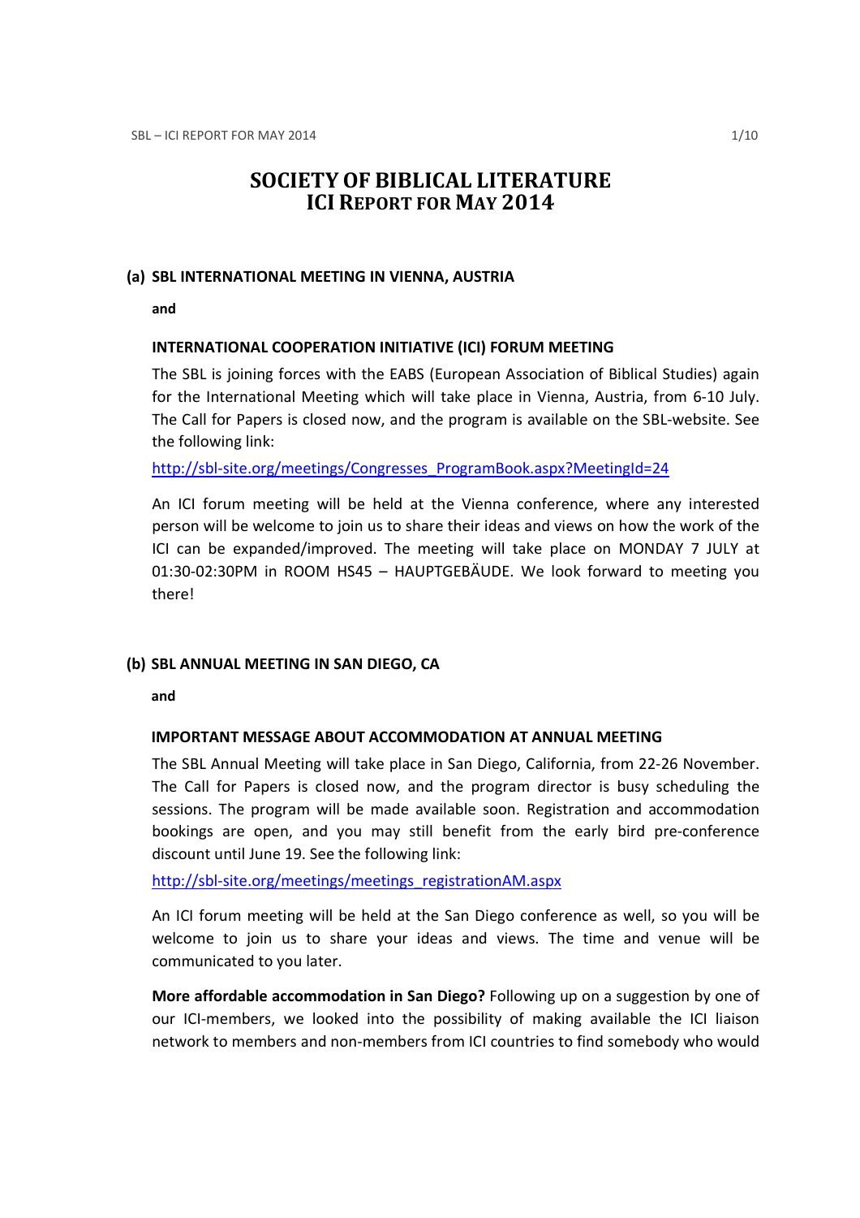# SOCIETY OF BIBLICAL LITERATURE
# ICI REPORT FOR MAY 2014

## (a) SBL INTERNATIONAL MEETING IN VIENNA, AUSTRIA

**and**

**INTERNATIONAL COOPERATION INITIATIVE (ICI) FORUM MEETING**

The SBL is joining forces with the EABS (European Association of Biblical Studies) again for the International Meeting which will take place in Vienna, Austria, from 6-10 July. The Call for Papers is closed now, and the program is available on the SBL-website. See the following link:

http://sbl-site.org/meetings/Congresses_ProgramBook.aspx?MeetingId=24

An ICI forum meeting will be held at the Vienna conference, where any interested person will be welcome to join us to share their ideas and views on how the work of the ICI can be expanded/improved. The meeting will take place on MONDAY 7 JULY at 01:30-02:30PM in ROOM HS45 – HAUPTGEBÄUDE. We look forward to meeting you there!

## (b) SBL ANNUAL MEETING IN SAN DIEGO, CA

**and**

**IMPORTANT MESSAGE ABOUT ACCOMMODATION AT ANNUAL MEETING**

The SBL Annual Meeting will take place in San Diego, California, from 22-26 November. The Call for Papers is closed now, and the program director is busy scheduling the sessions. The program will be made available soon. Registration and accommodation bookings are open, and you may still benefit from the early bird pre-conference discount until June 19. See the following link:

http://sbl-site.org/meetings/meetings_registrationAM.aspx

An ICI forum meeting will be held at the San Diego conference as well, so you will be welcome to join us to share your ideas and views. The time and venue will be communicated to you later.

**More affordable accommodation in San Diego?** Following up on a suggestion by one of our ICI-members, we looked into the possibility of making available the ICI liaison network to members and non-members from ICI countries to find somebody who would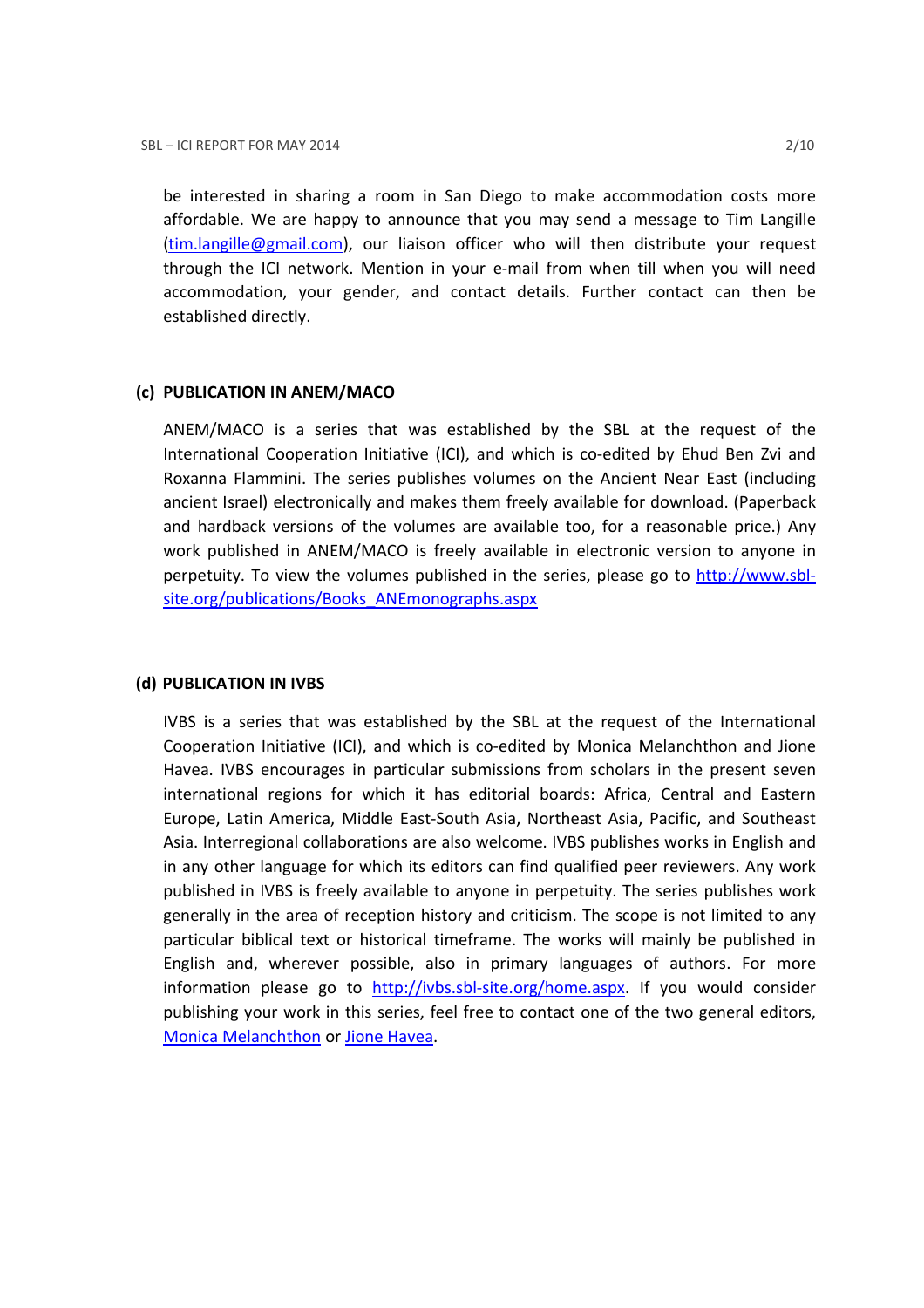be interested in sharing a room in San Diego to make accommodation costs more affordable. We are happy to announce that you may send a message to Tim Langille ([tim.langille@gmail.com](mailto:tim.langille@gmail.com)), our liaison officer who will then distribute your request through the ICI network. Mention in your e-mail from when till when you will need accommodation, your gender, and contact details. Further contact can then be established directly.

### (c) PUBLICATION IN ANEM/MACO

ANEM/MACO is a series that was established by the SBL at the request of the International Cooperation Initiative (ICI), and which is co-edited by Ehud Ben Zvi and Roxanna Flammini. The series publishes volumes on the Ancient Near East (including ancient Israel) electronically and makes them freely available for download. (Paperback and hardback versions of the volumes are available too, for a reasonable price.) Any work published in ANEM/MACO is freely available in electronic version to anyone in perpetuity. To view the volumes published in the series, please go to [http://www.sbl-site.org/publications/Books_ANEmonographs.aspx](http://www.sbl-site.org/publications/Books_ANEmonographs.aspx)

### (d) PUBLICATION IN IVBS

IVBS is a series that was established by the SBL at the request of the International Cooperation Initiative (ICI), and which is co-edited by Monica Melanchthon and Jione Havea. IVBS encourages in particular submissions from scholars in the present seven international regions for which it has editorial boards: Africa, Central and Eastern Europe, Latin America, Middle East-South Asia, Northeast Asia, Pacific, and Southeast Asia. Interregional collaborations are also welcome. IVBS publishes works in English and in any other language for which its editors can find qualified peer reviewers. Any work published in IVBS is freely available to anyone in perpetuity. The series publishes work generally in the area of reception history and criticism. The scope is not limited to any particular biblical text or historical timeframe. The works will mainly be published in English and, wherever possible, also in primary languages of authors. For more information please go to [http://ivbs.sbl-site.org/home.aspx](http://ivbs.sbl-site.org/home.aspx). If you would consider publishing your work in this series, feel free to contact one of the two general editors, Monica Melanchthon or Jione Havea.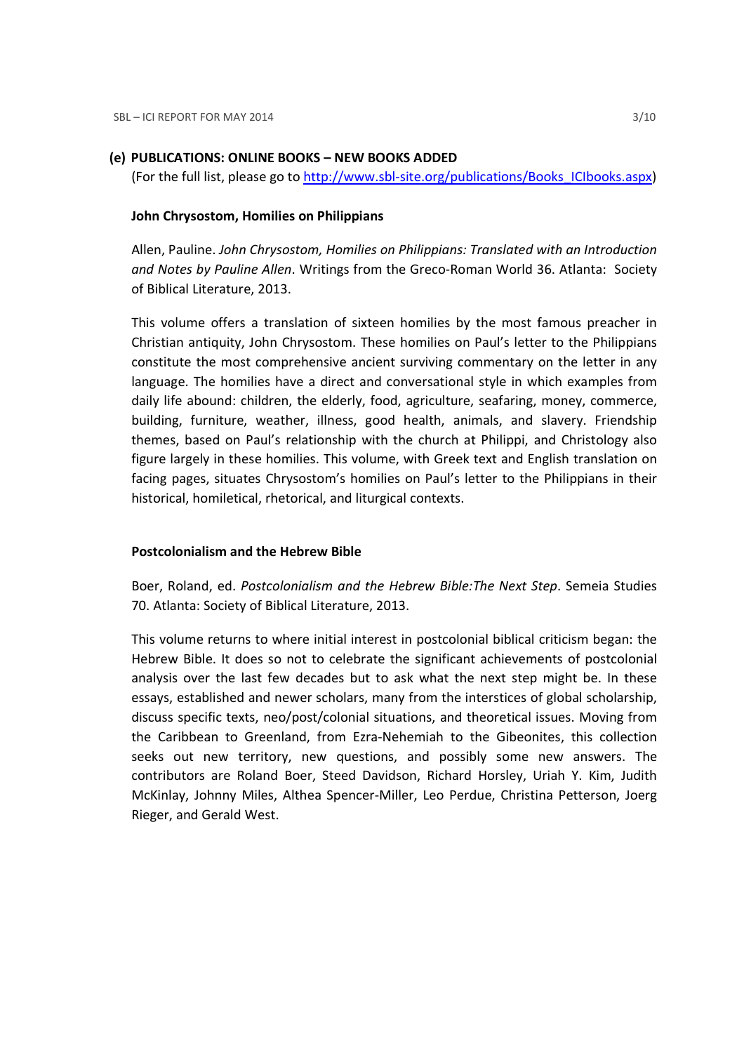## (e) PUBLICATIONS: ONLINE BOOKS – NEW BOOKS ADDED

(For the full list, please go to http://www.sbl-site.org/publications/Books_ICIbooks.aspx)

### John Chrysostom, Homilies on Philippians

Allen, Pauline. *John Chrysostom, Homilies on Philippians: Translated with an Introduction and Notes by Pauline Allen*. Writings from the Greco-Roman World 36. Atlanta: Society of Biblical Literature, 2013.

This volume offers a translation of sixteen homilies by the most famous preacher in Christian antiquity, John Chrysostom. These homilies on Paul's letter to the Philippians constitute the most comprehensive ancient surviving commentary on the letter in any language. The homilies have a direct and conversational style in which examples from daily life abound: children, the elderly, food, agriculture, seafaring, money, commerce, building, furniture, weather, illness, good health, animals, and slavery. Friendship themes, based on Paul's relationship with the church at Philippi, and Christology also figure largely in these homilies. This volume, with Greek text and English translation on facing pages, situates Chrysostom's homilies on Paul's letter to the Philippians in their historical, homiletical, rhetorical, and liturgical contexts.

### Postcolonialism and the Hebrew Bible

Boer, Roland, ed. *Postcolonialism and the Hebrew Bible:The Next Step*. Semeia Studies 70. Atlanta: Society of Biblical Literature, 2013.

This volume returns to where initial interest in postcolonial biblical criticism began: the Hebrew Bible. It does so not to celebrate the significant achievements of postcolonial analysis over the last few decades but to ask what the next step might be. In these essays, established and newer scholars, many from the interstices of global scholarship, discuss specific texts, neo/post/colonial situations, and theoretical issues. Moving from the Caribbean to Greenland, from Ezra-Nehemiah to the Gibeonites, this collection seeks out new territory, new questions, and possibly some new answers. The contributors are Roland Boer, Steed Davidson, Richard Horsley, Uriah Y. Kim, Judith McKinlay, Johnny Miles, Althea Spencer-Miller, Leo Perdue, Christina Petterson, Joerg Rieger, and Gerald West.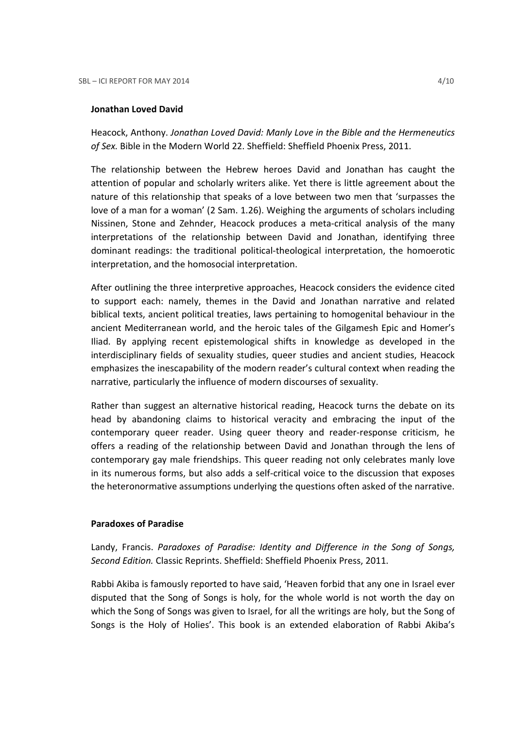**Jonathan Loved David**

Heacock, Anthony. *Jonathan Loved David: Manly Love in the Bible and the Hermeneutics of Sex.* Bible in the Modern World 22. Sheffield: Sheffield Phoenix Press, 2011.

The relationship between the Hebrew heroes David and Jonathan has caught the attention of popular and scholarly writers alike. Yet there is little agreement about the nature of this relationship that speaks of a love between two men that 'surpasses the love of a man for a woman' (2 Sam. 1.26). Weighing the arguments of scholars including Nissinen, Stone and Zehnder, Heacock produces a meta-critical analysis of the many interpretations of the relationship between David and Jonathan, identifying three dominant readings: the traditional political-theological interpretation, the homoerotic interpretation, and the homosocial interpretation.

After outlining the three interpretive approaches, Heacock considers the evidence cited to support each: namely, themes in the David and Jonathan narrative and related biblical texts, ancient political treaties, laws pertaining to homogenital behaviour in the ancient Mediterranean world, and the heroic tales of the Gilgamesh Epic and Homer's Iliad. By applying recent epistemological shifts in knowledge as developed in the interdisciplinary fields of sexuality studies, queer studies and ancient studies, Heacock emphasizes the inescapability of the modern reader's cultural context when reading the narrative, particularly the influence of modern discourses of sexuality.

Rather than suggest an alternative historical reading, Heacock turns the debate on its head by abandoning claims to historical veracity and embracing the input of the contemporary queer reader. Using queer theory and reader-response criticism, he offers a reading of the relationship between David and Jonathan through the lens of contemporary gay male friendships. This queer reading not only celebrates manly love in its numerous forms, but also adds a self-critical voice to the discussion that exposes the heteronormative assumptions underlying the questions often asked of the narrative.

**Paradoxes of Paradise**

Landy, Francis. *Paradoxes of Paradise: Identity and Difference in the Song of Songs, Second Edition.* Classic Reprints. Sheffield: Sheffield Phoenix Press, 2011.

Rabbi Akiba is famously reported to have said, 'Heaven forbid that any one in Israel ever disputed that the Song of Songs is holy, for the whole world is not worth the day on which the Song of Songs was given to Israel, for all the writings are holy, but the Song of Songs is the Holy of Holies'. This book is an extended elaboration of Rabbi Akiba's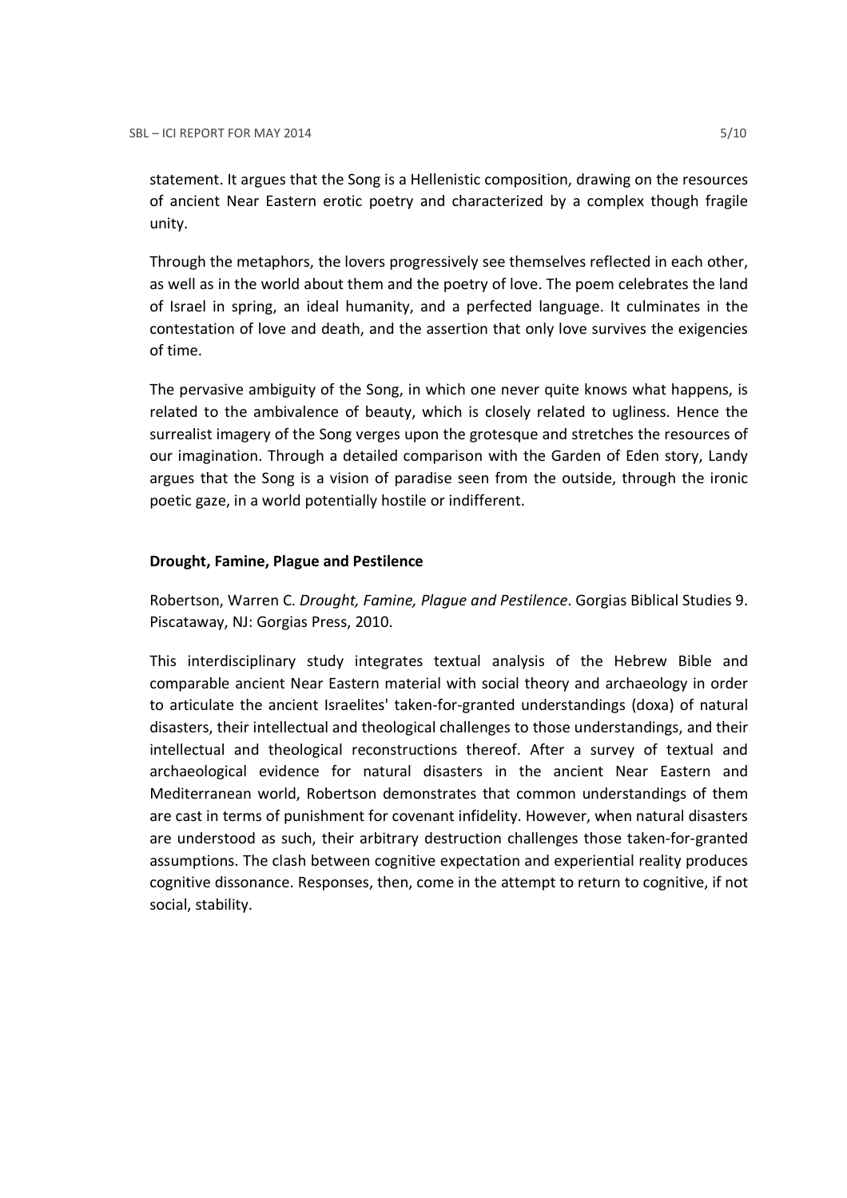statement. It argues that the Song is a Hellenistic composition, drawing on the resources of ancient Near Eastern erotic poetry and characterized by a complex though fragile unity.

Through the metaphors, the lovers progressively see themselves reflected in each other, as well as in the world about them and the poetry of love. The poem celebrates the land of Israel in spring, an ideal humanity, and a perfected language. It culminates in the contestation of love and death, and the assertion that only love survives the exigencies of time.

The pervasive ambiguity of the Song, in which one never quite knows what happens, is related to the ambivalence of beauty, which is closely related to ugliness. Hence the surrealist imagery of the Song verges upon the grotesque and stretches the resources of our imagination. Through a detailed comparison with the Garden of Eden story, Landy argues that the Song is a vision of paradise seen from the outside, through the ironic poetic gaze, in a world potentially hostile or indifferent.

**Drought, Famine, Plague and Pestilence**

Robertson, Warren C. *Drought, Famine, Plague and Pestilence*. Gorgias Biblical Studies 9. Piscataway, NJ: Gorgias Press, 2010.

This interdisciplinary study integrates textual analysis of the Hebrew Bible and comparable ancient Near Eastern material with social theory and archaeology in order to articulate the ancient Israelites' taken-for-granted understandings (doxa) of natural disasters, their intellectual and theological challenges to those understandings, and their intellectual and theological reconstructions thereof. After a survey of textual and archaeological evidence for natural disasters in the ancient Near Eastern and Mediterranean world, Robertson demonstrates that common understandings of them are cast in terms of punishment for covenant infidelity. However, when natural disasters are understood as such, their arbitrary destruction challenges those taken-for-granted assumptions. The clash between cognitive expectation and experiential reality produces cognitive dissonance. Responses, then, come in the attempt to return to cognitive, if not social, stability.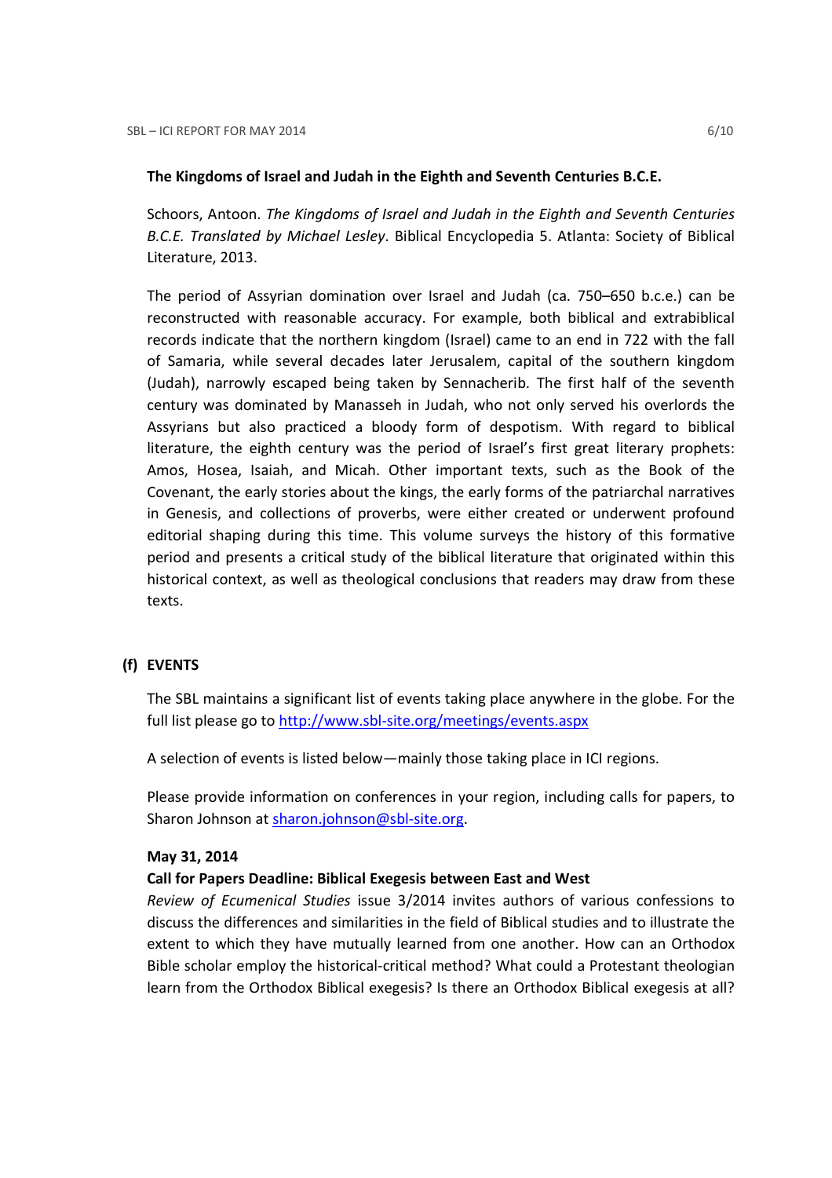**The Kingdoms of Israel and Judah in the Eighth and Seventh Centuries B.C.E.**

Schoors, Antoon. *The Kingdoms of Israel and Judah in the Eighth and Seventh Centuries B.C.E. Translated by Michael Lesley*. Biblical Encyclopedia 5. Atlanta: Society of Biblical Literature, 2013.

The period of Assyrian domination over Israel and Judah (ca. 750–650 b.c.e.) can be reconstructed with reasonable accuracy. For example, both biblical and extrabiblical records indicate that the northern kingdom (Israel) came to an end in 722 with the fall of Samaria, while several decades later Jerusalem, capital of the southern kingdom (Judah), narrowly escaped being taken by Sennacherib. The first half of the seventh century was dominated by Manasseh in Judah, who not only served his overlords the Assyrians but also practiced a bloody form of despotism. With regard to biblical literature, the eighth century was the period of Israel's first great literary prophets: Amos, Hosea, Isaiah, and Micah. Other important texts, such as the Book of the Covenant, the early stories about the kings, the early forms of the patriarchal narratives in Genesis, and collections of proverbs, were either created or underwent profound editorial shaping during this time. This volume surveys the history of this formative period and presents a critical study of the biblical literature that originated within this historical context, as well as theological conclusions that readers may draw from these texts.

## (f) EVENTS

The SBL maintains a significant list of events taking place anywhere in the globe. For the full list please go to [http://www.sbl-site.org/meetings/events.aspx](http://www.sbl-site.org/meetings/events.aspx)

A selection of events is listed below—mainly those taking place in ICI regions.

Please provide information on conferences in your region, including calls for papers, to Sharon Johnson at [sharon.johnson@sbl-site.org](mailto:sharon.johnson@sbl-site.org).

**May 31, 2014**

**Call for Papers Deadline: Biblical Exegesis between East and West**

*Review of Ecumenical Studies* issue 3/2014 invites authors of various confessions to discuss the differences and similarities in the field of Biblical studies and to illustrate the extent to which they have mutually learned from one another. How can an Orthodox Bible scholar employ the historical-critical method? What could a Protestant theologian learn from the Orthodox Biblical exegesis? Is there an Orthodox Biblical exegesis at all?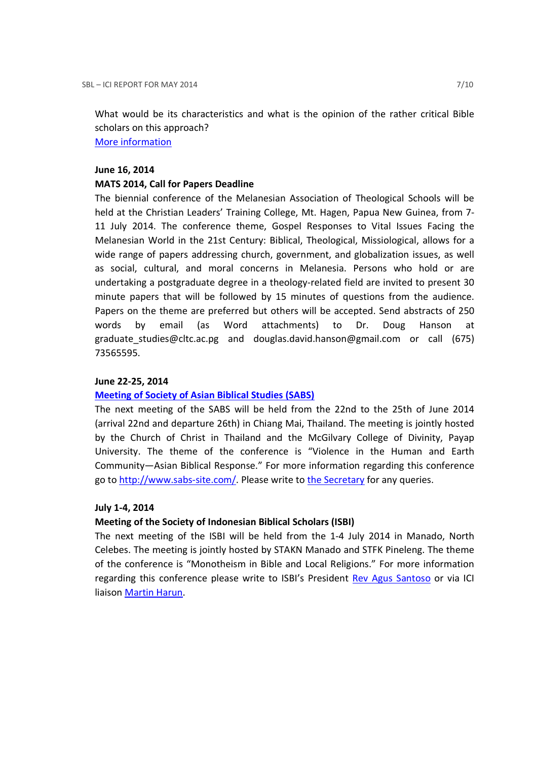What would be its characteristics and what is the opinion of the rather critical Bible scholars on this approach?

More information

**June 16, 2014**

**MATS 2014, Call for Papers Deadline**

The biennial conference of the Melanesian Association of Theological Schools will be held at the Christian Leaders' Training College, Mt. Hagen, Papua New Guinea, from 7-11 July 2014. The conference theme, Gospel Responses to Vital Issues Facing the Melanesian World in the 21st Century: Biblical, Theological, Missiological, allows for a wide range of papers addressing church, government, and globalization issues, as well as social, cultural, and moral concerns in Melanesia. Persons who hold or are undertaking a postgraduate degree in a theology-related field are invited to present 30 minute papers that will be followed by 15 minutes of questions from the audience. Papers on the theme are preferred but others will be accepted. Send abstracts of 250 words by email (as Word attachments) to Dr. Doug Hanson at graduate_studies@cltc.ac.pg and douglas.david.hanson@gmail.com or call (675) 73565595.

**June 22-25, 2014**

**Meeting of Society of Asian Biblical Studies (SABS)**

The next meeting of the SABS will be held from the 22nd to the 25th of June 2014 (arrival 22nd and departure 26th) in Chiang Mai, Thailand. The meeting is jointly hosted by the Church of Christ in Thailand and the McGilvary College of Divinity, Payap University. The theme of the conference is "Violence in the Human and Earth Community—Asian Biblical Response." For more information regarding this conference go to http://www.sabs-site.com/. Please write to the Secretary for any queries.

**July 1-4, 2014**

**Meeting of the Society of Indonesian Biblical Scholars (ISBI)**

The next meeting of the ISBI will be held from the 1-4 July 2014 in Manado, North Celebes. The meeting is jointly hosted by STAKN Manado and STFK Pineleng. The theme of the conference is "Monotheism in Bible and Local Religions." For more information regarding this conference please write to ISBI's President Rev Agus Santoso or via ICI liaison Martin Harun.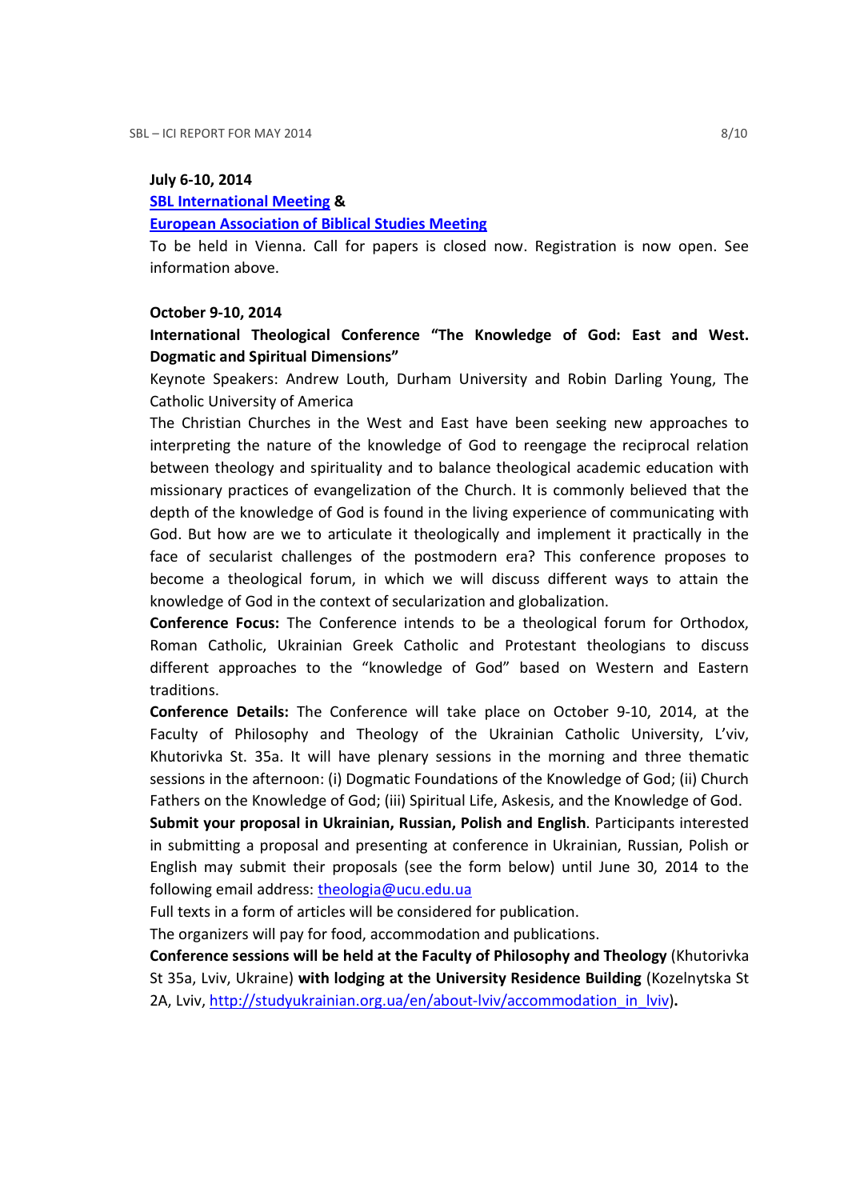**July 6-10, 2014**

**SBL International Meeting &**

**European Association of Biblical Studies Meeting**

To be held in Vienna. Call for papers is closed now. Registration is now open. See information above.

**October 9-10, 2014**

**International Theological Conference "The Knowledge of God: East and West. Dogmatic and Spiritual Dimensions"**

Keynote Speakers: Andrew Louth, Durham University and Robin Darling Young, The Catholic University of America

The Christian Churches in the West and East have been seeking new approaches to interpreting the nature of the knowledge of God to reengage the reciprocal relation between theology and spirituality and to balance theological academic education with missionary practices of evangelization of the Church. It is commonly believed that the depth of the knowledge of God is found in the living experience of communicating with God. But how are we to articulate it theologically and implement it practically in the face of secularist challenges of the postmodern era? This conference proposes to become a theological forum, in which we will discuss different ways to attain the knowledge of God in the context of secularization and globalization.

**Conference Focus:** The Conference intends to be a theological forum for Orthodox, Roman Catholic, Ukrainian Greek Catholic and Protestant theologians to discuss different approaches to the "knowledge of God" based on Western and Eastern traditions.

**Conference Details:** The Conference will take place on October 9-10, 2014, at the Faculty of Philosophy and Theology of the Ukrainian Catholic University, L'viv, Khutorivka St. 35a. It will have plenary sessions in the morning and three thematic sessions in the afternoon: (i) Dogmatic Foundations of the Knowledge of God; (ii) Church Fathers on the Knowledge of God; (iii) Spiritual Life, Askesis, and the Knowledge of God.

**Submit your proposal in Ukrainian, Russian, Polish and English**. Participants interested in submitting a proposal and presenting at conference in Ukrainian, Russian, Polish or English may submit their proposals (see the form below) until June 30, 2014 to the following email address: theologia@ucu.edu.ua

Full texts in a form of articles will be considered for publication.

The organizers will pay for food, accommodation and publications.

**Conference sessions will be held at the Faculty of Philosophy and Theology** (Khutorivka St 35a, Lviv, Ukraine) **with lodging at the University Residence Building** (Kozelnytska St 2A, Lviv, http://studyukrainian.org.ua/en/about-lviv/accommodation_in_lviv)**.**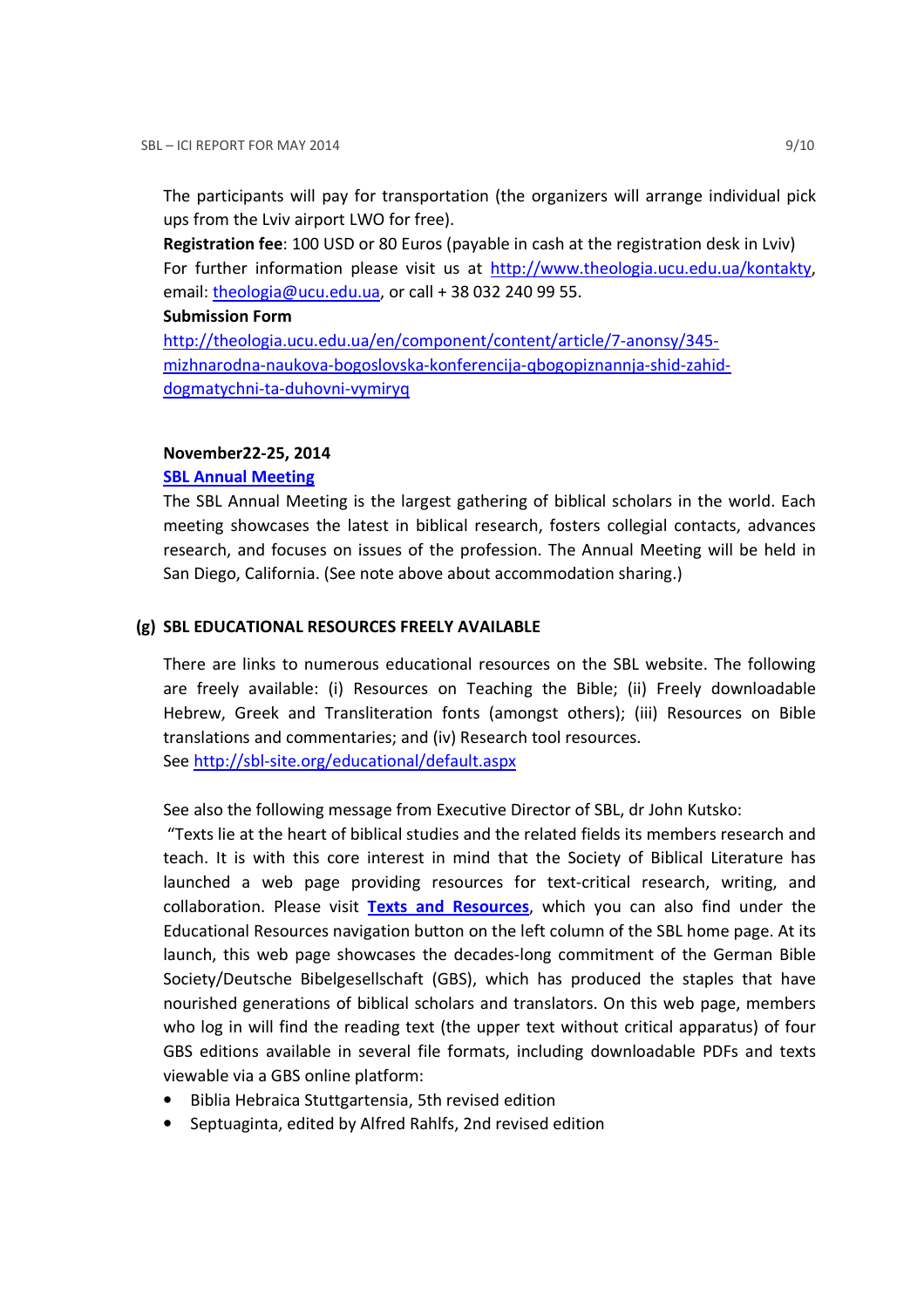The participants will pay for transportation (the organizers will arrange individual pick ups from the Lviv airport LWO for free).

**Registration fee**: 100 USD or 80 Euros (payable in cash at the registration desk in Lviv)

For further information please visit us at http://www.theologia.ucu.edu.ua/kontakty, email: theologia@ucu.edu.ua, or call + 38 032 240 99 55.

**Submission Form**

http://theologia.ucu.edu.ua/en/component/content/article/7-anonsy/345-mizhnarodna-naukova-bogoslovska-konferencija-qbogopiznannja-shid-zahid-dogmatychni-ta-duhovni-vymiryq

**November22-25, 2014**

**SBL Annual Meeting**

The SBL Annual Meeting is the largest gathering of biblical scholars in the world. Each meeting showcases the latest in biblical research, fosters collegial contacts, advances research, and focuses on issues of the profession. The Annual Meeting will be held in San Diego, California. (See note above about accommodation sharing.)

## (g) SBL EDUCATIONAL RESOURCES FREELY AVAILABLE

There are links to numerous educational resources on the SBL website. The following are freely available: (i) Resources on Teaching the Bible; (ii) Freely downloadable Hebrew, Greek and Transliteration fonts (amongst others); (iii) Resources on Bible translations and commentaries; and (iv) Research tool resources.

See http://sbl-site.org/educational/default.aspx

See also the following message from Executive Director of SBL, dr John Kutsko:

"Texts lie at the heart of biblical studies and the related fields its members research and teach. It is with this core interest in mind that the Society of Biblical Literature has launched a web page providing resources for text-critical research, writing, and collaboration. Please visit **Texts and Resources**, which you can also find under the Educational Resources navigation button on the left column of the SBL home page. At its launch, this web page showcases the decades-long commitment of the German Bible Society/Deutsche Bibelgesellschaft (GBS), which has produced the staples that have nourished generations of biblical scholars and translators. On this web page, members who log in will find the reading text (the upper text without critical apparatus) of four GBS editions available in several file formats, including downloadable PDFs and texts viewable via a GBS online platform:

- Biblia Hebraica Stuttgartensia, 5th revised edition
- Septuaginta, edited by Alfred Rahlfs, 2nd revised edition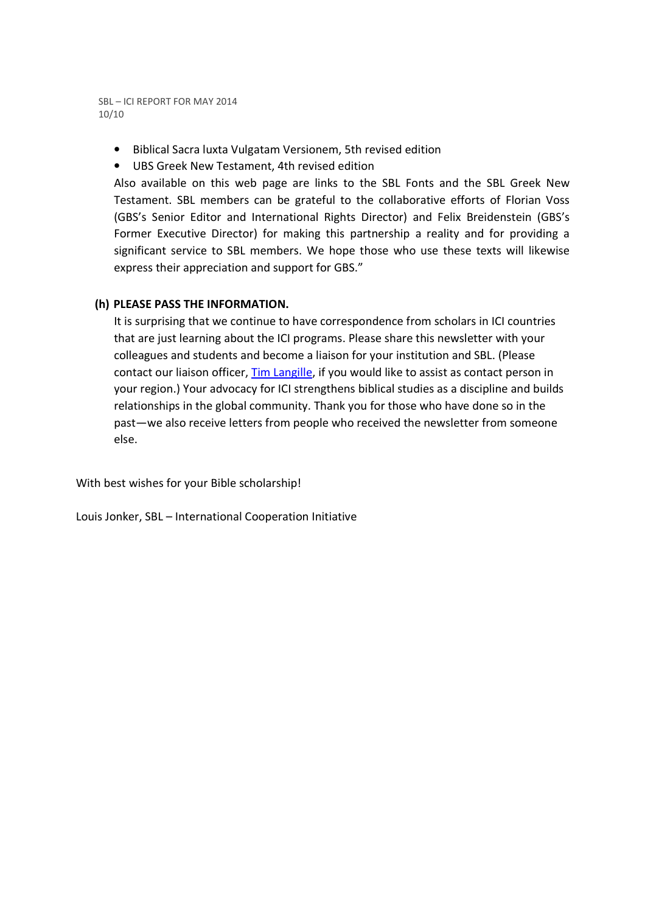- Biblical Sacra Iuxta Vulgatam Versionem, 5th revised edition
- UBS Greek New Testament, 4th revised edition

Also available on this web page are links to the SBL Fonts and the SBL Greek New Testament. SBL members can be grateful to the collaborative efforts of Florian Voss (GBS's Senior Editor and International Rights Director) and Felix Breidenstein (GBS's Former Executive Director) for making this partnership a reality and for providing a significant service to SBL members. We hope those who use these texts will likewise express their appreciation and support for GBS."

**(h) PLEASE PASS THE INFORMATION.**

It is surprising that we continue to have correspondence from scholars in ICI countries that are just learning about the ICI programs. Please share this newsletter with your colleagues and students and become a liaison for your institution and SBL. (Please contact our liaison officer, Tim Langille, if you would like to assist as contact person in your region.) Your advocacy for ICI strengthens biblical studies as a discipline and builds relationships in the global community. Thank you for those who have done so in the past—we also receive letters from people who received the newsletter from someone else.

With best wishes for your Bible scholarship!

Louis Jonker, SBL – International Cooperation Initiative